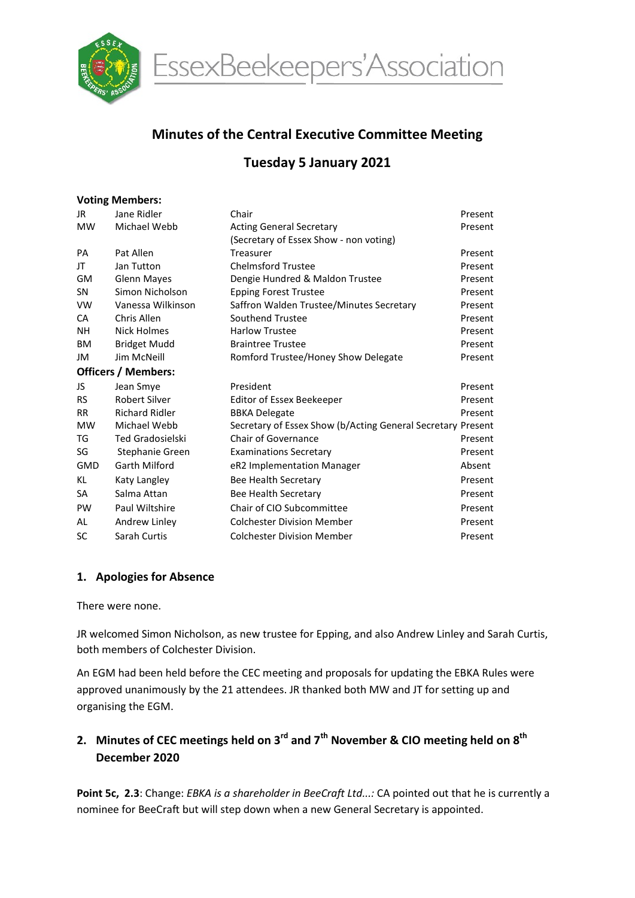EssexBeekeepers'Association

# Minutes of the Central Executive Committee Meeting

## Tuesday 5 January 2021

**Voting Members:**

| | | | |
|---|---|---|---|
| JR | Jane Ridler | Chair | Present |
| MW | Michael Webb | Acting General Secretary (Secretary of Essex Show - non voting) | Present |
| PA | Pat Allen | Treasurer | Present |
| JT | Jan Tutton | Chelmsford Trustee | Present |
| GM | Glenn Mayes | Dengie Hundred & Maldon Trustee | Present |
| SN | Simon Nicholson | Epping Forest Trustee | Present |
| VW | Vanessa Wilkinson | Saffron Walden Trustee/Minutes Secretary | Present |
| CA | Chris Allen | Southend Trustee | Present |
| NH | Nick Holmes | Harlow Trustee | Present |
| BM | Bridget Mudd | Braintree Trustee | Present |
| JM | Jim McNeill | Romford Trustee/Honey Show Delegate | Present |

**Officers / Members:**

| | | | |
|---|---|---|---|
| JS | Jean Smye | President | Present |
| RS | Robert Silver | Editor of Essex Beekeeper | Present |
| RR | Richard Ridler | BBKA Delegate | Present |
| MW | Michael Webb | Secretary of Essex Show (b/Acting General Secretary | Present |
| TG | Ted Gradosielski | Chair of Governance | Present |
| SG | Stephanie Green | Examinations Secretary | Present |
| GMD | Garth Milford | eR2 Implementation Manager | Absent |
| KL | Katy Langley | Bee Health Secretary | Present |
| SA | Salma Attan | Bee Health Secretary | Present |
| PW | Paul Wiltshire | Chair of CIO Subcommittee | Present |
| AL | Andrew Linley | Colchester Division Member | Present |
| SC | Sarah Curtis | Colchester Division Member | Present |

### 1. Apologies for Absence

There were none.

JR welcomed Simon Nicholson, as new trustee for Epping, and also Andrew Linley and Sarah Curtis, both members of Colchester Division.

An EGM had been held before the CEC meeting and proposals for updating the EBKA Rules were approved unanimously by the 21 attendees. JR thanked both MW and JT for setting up and organising the EGM.

### 2. Minutes of CEC meetings held on 3rd and 7th November & CIO meeting held on 8th December 2020

**Point 5c, 2.3**: Change: *EBKA is a shareholder in BeeCraft Ltd...:* CA pointed out that he is currently a nominee for BeeCraft but will step down when a new General Secretary is appointed.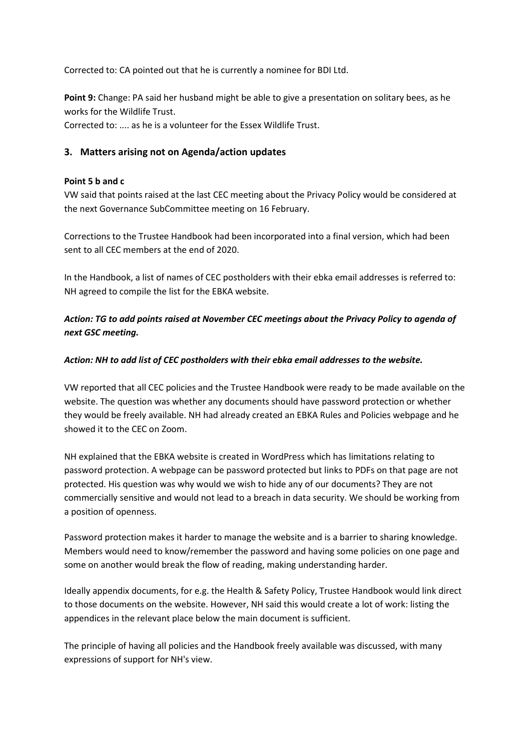Corrected to: CA pointed out that he is currently a nominee for BDI Ltd.

**Point 9:** Change: PA said her husband might be able to give a presentation on solitary bees, as he works for the Wildlife Trust.
Corrected to: .... as he is a volunteer for the Essex Wildlife Trust.

## 3. Matters arising not on Agenda/action updates

**Point 5 b and c**

VW said that points raised at the last CEC meeting about the Privacy Policy would be considered at the next Governance SubCommittee meeting on 16 February.

Corrections to the Trustee Handbook had been incorporated into a final version, which had been sent to all CEC members at the end of 2020.

In the Handbook, a list of names of CEC postholders with their ebka email addresses is referred to: NH agreed to compile the list for the EBKA website.

***Action: TG to add points raised at November CEC meetings about the Privacy Policy to agenda of next GSC meeting.***

***Action: NH to add list of CEC postholders with their ebka email addresses to the website.***

VW reported that all CEC policies and the Trustee Handbook were ready to be made available on the website. The question was whether any documents should have password protection or whether they would be freely available. NH had already created an EBKA Rules and Policies webpage and he showed it to the CEC on Zoom.

NH explained that the EBKA website is created in WordPress which has limitations relating to password protection. A webpage can be password protected but links to PDFs on that page are not protected. His question was why would we wish to hide any of our documents? They are not commercially sensitive and would not lead to a breach in data security. We should be working from a position of openness.

Password protection makes it harder to manage the website and is a barrier to sharing knowledge. Members would need to know/remember the password and having some policies on one page and some on another would break the flow of reading, making understanding harder.

Ideally appendix documents, for e.g. the Health & Safety Policy, Trustee Handbook would link direct to those documents on the website. However, NH said this would create a lot of work: listing the appendices in the relevant place below the main document is sufficient.

The principle of having all policies and the Handbook freely available was discussed, with many expressions of support for NH's view.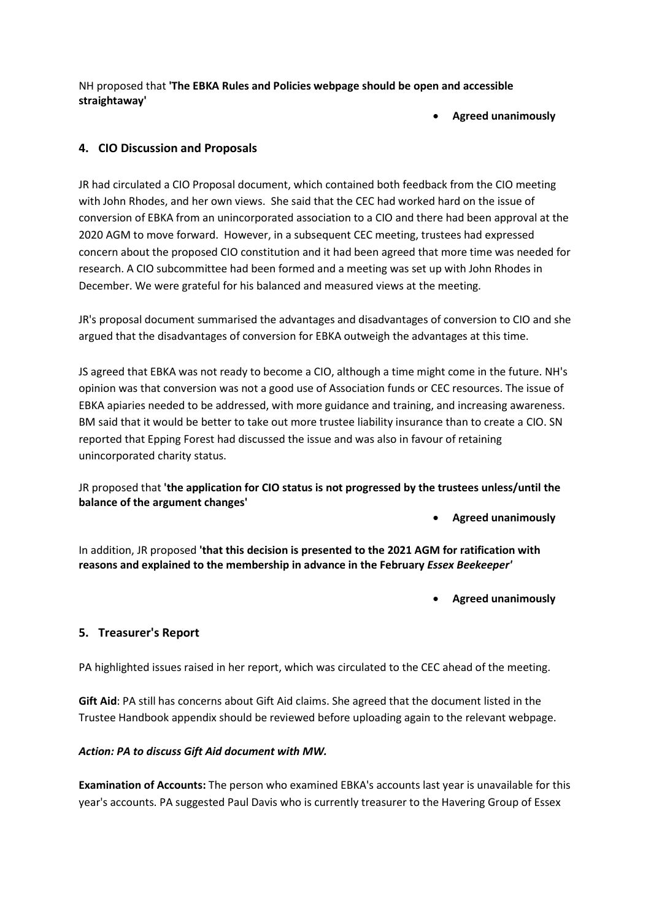NH proposed that **'The EBKA Rules and Policies webpage should be open and accessible straightaway'**

- **Agreed unanimously**

## 4. CIO Discussion and Proposals

JR had circulated a CIO Proposal document, which contained both feedback from the CIO meeting with John Rhodes, and her own views. She said that the CEC had worked hard on the issue of conversion of EBKA from an unincorporated association to a CIO and there had been approval at the 2020 AGM to move forward. However, in a subsequent CEC meeting, trustees had expressed concern about the proposed CIO constitution and it had been agreed that more time was needed for research. A CIO subcommittee had been formed and a meeting was set up with John Rhodes in December. We were grateful for his balanced and measured views at the meeting.

JR's proposal document summarised the advantages and disadvantages of conversion to CIO and she argued that the disadvantages of conversion for EBKA outweigh the advantages at this time.

JS agreed that EBKA was not ready to become a CIO, although a time might come in the future. NH's opinion was that conversion was not a good use of Association funds or CEC resources. The issue of EBKA apiaries needed to be addressed, with more guidance and training, and increasing awareness. BM said that it would be better to take out more trustee liability insurance than to create a CIO. SN reported that Epping Forest had discussed the issue and was also in favour of retaining unincorporated charity status.

JR proposed that **'the application for CIO status is not progressed by the trustees unless/until the balance of the argument changes'**

- **Agreed unanimously**

In addition, JR proposed **'that this decision is presented to the 2021 AGM for ratification with reasons and explained to the membership in advance in the February *Essex Beekeeper*'**

- **Agreed unanimously**

## 5. Treasurer's Report

PA highlighted issues raised in her report, which was circulated to the CEC ahead of the meeting.

**Gift Aid**: PA still has concerns about Gift Aid claims. She agreed that the document listed in the Trustee Handbook appendix should be reviewed before uploading again to the relevant webpage.

***Action: PA to discuss Gift Aid document with MW.***

**Examination of Accounts:** The person who examined EBKA's accounts last year is unavailable for this year's accounts. PA suggested Paul Davis who is currently treasurer to the Havering Group of Essex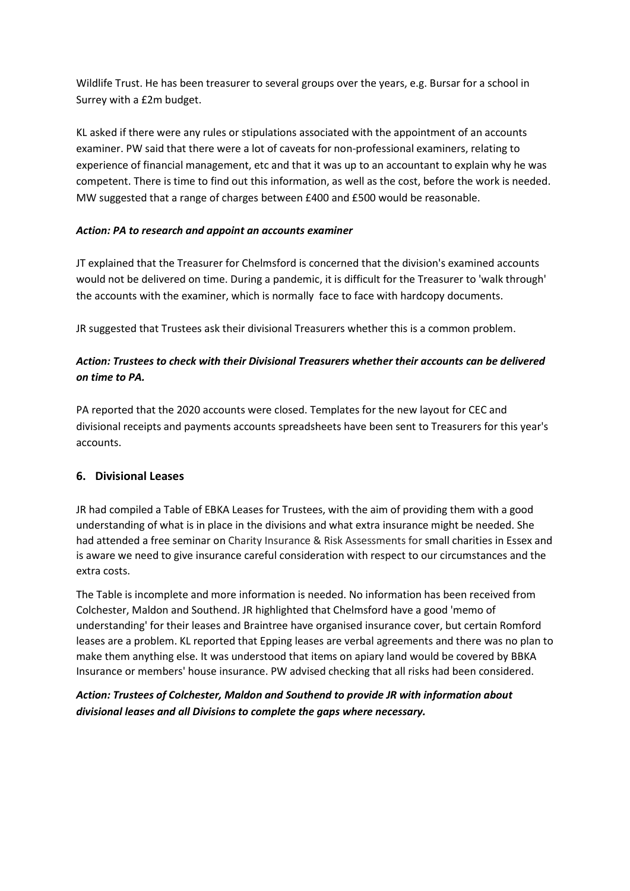Wildlife Trust. He has been treasurer to several groups over the years, e.g. Bursar for a school in Surrey with a £2m budget.

KL asked if there were any rules or stipulations associated with the appointment of an accounts examiner. PW said that there were a lot of caveats for non-professional examiners, relating to experience of financial management, etc and that it was up to an accountant to explain why he was competent. There is time to find out this information, as well as the cost, before the work is needed. MW suggested that a range of charges between £400 and £500 would be reasonable.

***Action: PA to research and appoint an accounts examiner***

JT explained that the Treasurer for Chelmsford is concerned that the division's examined accounts would not be delivered on time. During a pandemic, it is difficult for the Treasurer to 'walk through' the accounts with the examiner, which is normally face to face with hardcopy documents.

JR suggested that Trustees ask their divisional Treasurers whether this is a common problem.

***Action: Trustees to check with their Divisional Treasurers whether their accounts can be delivered on time to PA.***

PA reported that the 2020 accounts were closed. Templates for the new layout for CEC and divisional receipts and payments accounts spreadsheets have been sent to Treasurers for this year's accounts.

## 6. Divisional Leases

JR had compiled a Table of EBKA Leases for Trustees, with the aim of providing them with a good understanding of what is in place in the divisions and what extra insurance might be needed. She had attended a free seminar on Charity Insurance & Risk Assessments for small charities in Essex and is aware we need to give insurance careful consideration with respect to our circumstances and the extra costs.

The Table is incomplete and more information is needed. No information has been received from Colchester, Maldon and Southend. JR highlighted that Chelmsford have a good 'memo of understanding' for their leases and Braintree have organised insurance cover, but certain Romford leases are a problem. KL reported that Epping leases are verbal agreements and there was no plan to make them anything else. It was understood that items on apiary land would be covered by BBKA Insurance or members' house insurance. PW advised checking that all risks had been considered.

***Action: Trustees of Colchester, Maldon and Southend to provide JR with information about divisional leases and all Divisions to complete the gaps where necessary.***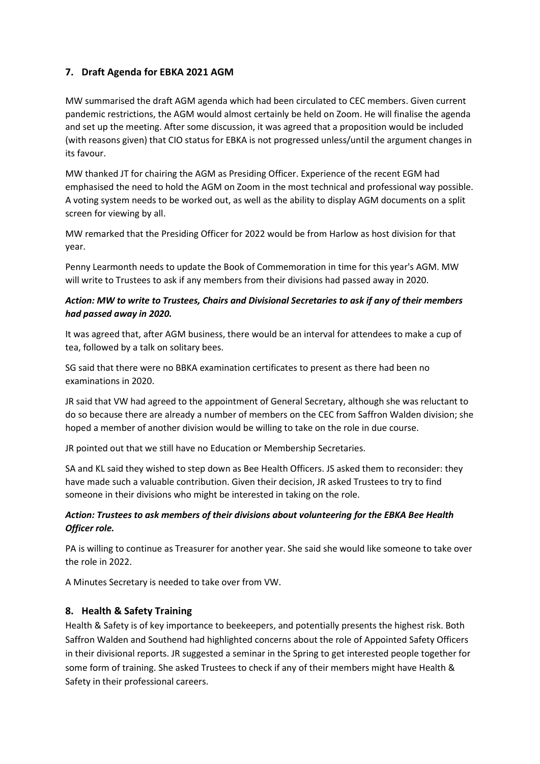## 7. Draft Agenda for EBKA 2021 AGM

MW summarised the draft AGM agenda which had been circulated to CEC members. Given current pandemic restrictions, the AGM would almost certainly be held on Zoom. He will finalise the agenda and set up the meeting. After some discussion, it was agreed that a proposition would be included (with reasons given) that CIO status for EBKA is not progressed unless/until the argument changes in its favour.

MW thanked JT for chairing the AGM as Presiding Officer. Experience of the recent EGM had emphasised the need to hold the AGM on Zoom in the most technical and professional way possible. A voting system needs to be worked out, as well as the ability to display AGM documents on a split screen for viewing by all.

MW remarked that the Presiding Officer for 2022 would be from Harlow as host division for that year.

Penny Learmonth needs to update the Book of Commemoration in time for this year's AGM. MW will write to Trustees to ask if any members from their divisions had passed away in 2020.

***Action: MW to write to Trustees, Chairs and Divisional Secretaries to ask if any of their members had passed away in 2020.***

It was agreed that, after AGM business, there would be an interval for attendees to make a cup of tea, followed by a talk on solitary bees.

SG said that there were no BBKA examination certificates to present as there had been no examinations in 2020.

JR said that VW had agreed to the appointment of General Secretary, although she was reluctant to do so because there are already a number of members on the CEC from Saffron Walden division; she hoped a member of another division would be willing to take on the role in due course.

JR pointed out that we still have no Education or Membership Secretaries.

SA and KL said they wished to step down as Bee Health Officers. JS asked them to reconsider: they have made such a valuable contribution. Given their decision, JR asked Trustees to try to find someone in their divisions who might be interested in taking on the role.

***Action: Trustees to ask members of their divisions about volunteering for the EBKA Bee Health Officer role.***

PA is willing to continue as Treasurer for another year. She said she would like someone to take over the role in 2022.

A Minutes Secretary is needed to take over from VW.

## 8. Health & Safety Training

Health & Safety is of key importance to beekeepers, and potentially presents the highest risk. Both Saffron Walden and Southend had highlighted concerns about the role of Appointed Safety Officers in their divisional reports. JR suggested a seminar in the Spring to get interested people together for some form of training. She asked Trustees to check if any of their members might have Health & Safety in their professional careers.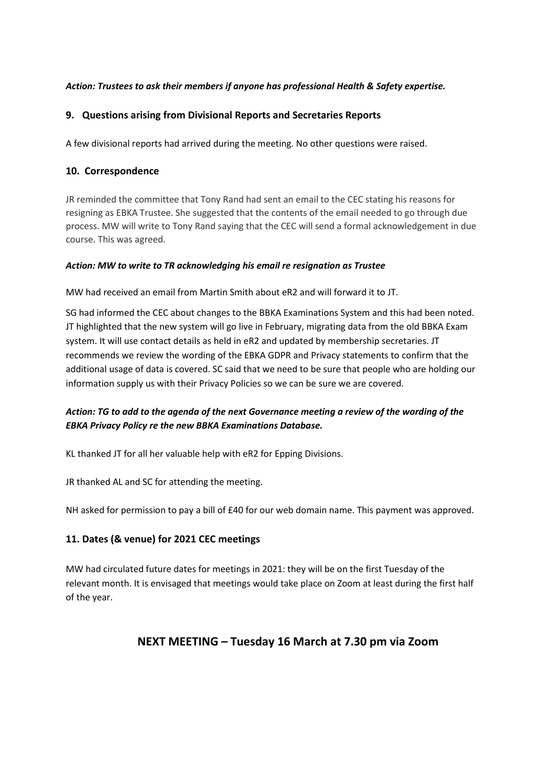***Action: Trustees to ask their members if anyone has professional Health & Safety expertise.***

## 9. Questions arising from Divisional Reports and Secretaries Reports

A few divisional reports had arrived during the meeting. No other questions were raised.

## 10. Correspondence

JR reminded the committee that Tony Rand had sent an email to the CEC stating his reasons for resigning as EBKA Trustee. She suggested that the contents of the email needed to go through due process. MW will write to Tony Rand saying that the CEC will send a formal acknowledgement in due course. This was agreed.

***Action: MW to write to TR acknowledging his email re resignation as Trustee***

MW had received an email from Martin Smith about eR2 and will forward it to JT.

SG had informed the CEC about changes to the BBKA Examinations System and this had been noted. JT highlighted that the new system will go live in February, migrating data from the old BBKA Exam system. It will use contact details as held in eR2 and updated by membership secretaries. JT recommends we review the wording of the EBKA GDPR and Privacy statements to confirm that the additional usage of data is covered. SC said that we need to be sure that people who are holding our information supply us with their Privacy Policies so we can be sure we are covered.

***Action: TG to add to the agenda of the next Governance meeting a review of the wording of the EBKA Privacy Policy re the new BBKA Examinations Database.***

KL thanked JT for all her valuable help with eR2 for Epping Divisions.

JR thanked AL and SC for attending the meeting.

NH asked for permission to pay a bill of £40 for our web domain name. This payment was approved.

## 11. Dates (& venue) for 2021 CEC meetings

MW had circulated future dates for meetings in 2021: they will be on the first Tuesday of the relevant month. It is envisaged that meetings would take place on Zoom at least during the first half of the year.

## NEXT MEETING – Tuesday 16 March at 7.30 pm via Zoom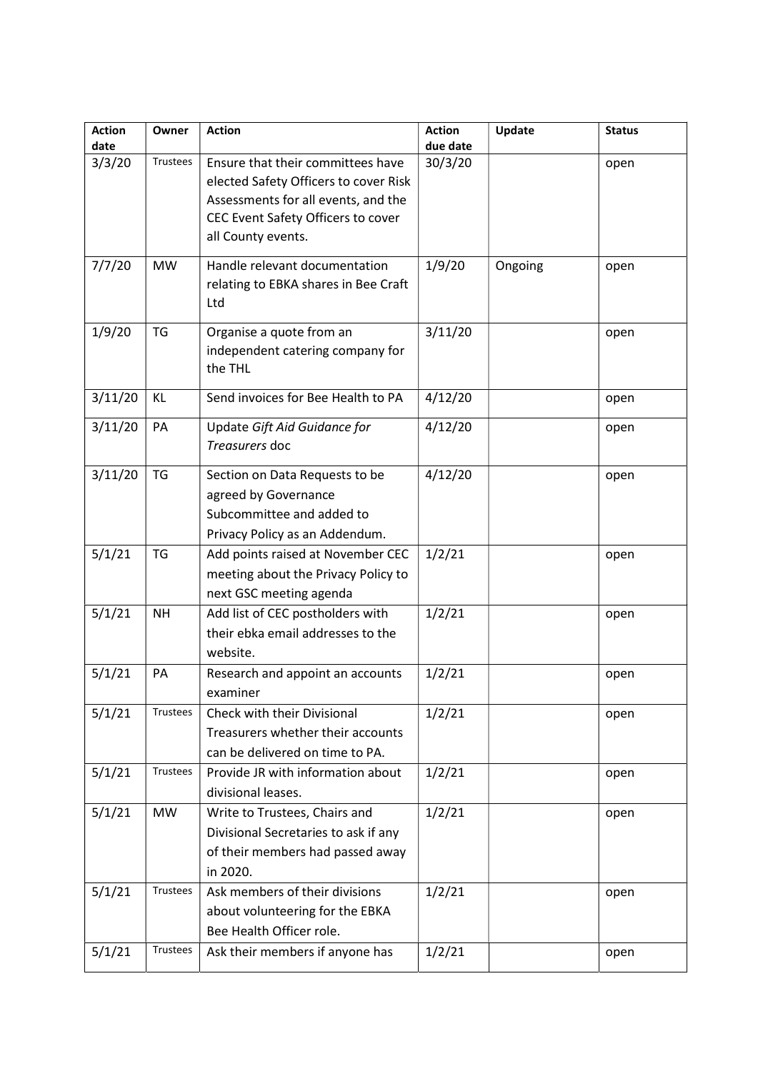| Action date | Owner | Action | Action due date | Update | Status |
|---|---|---|---|---|---|
| 3/3/20 | Trustees | Ensure that their committees have elected Safety Officers to cover Risk Assessments for all events, and the CEC Event Safety Officers to cover all County events. | 30/3/20 | | open |
| 7/7/20 | MW | Handle relevant documentation relating to EBKA shares in Bee Craft Ltd | 1/9/20 | Ongoing | open |
| 1/9/20 | TG | Organise a quote from an independent catering company for the THL | 3/11/20 | | open |
| 3/11/20 | KL | Send invoices for Bee Health to PA | 4/12/20 | | open |
| 3/11/20 | PA | Update *Gift Aid Guidance for Treasurers* doc | 4/12/20 | | open |
| 3/11/20 | TG | Section on Data Requests to be agreed by Governance Subcommittee and added to Privacy Policy as an Addendum. | 4/12/20 | | open |
| 5/1/21 | TG | Add points raised at November CEC meeting about the Privacy Policy to next GSC meeting agenda | 1/2/21 | | open |
| 5/1/21 | NH | Add list of CEC postholders with their ebka email addresses to the website. | 1/2/21 | | open |
| 5/1/21 | PA | Research and appoint an accounts examiner | 1/2/21 | | open |
| 5/1/21 | Trustees | Check with their Divisional Treasurers whether their accounts can be delivered on time to PA. | 1/2/21 | | open |
| 5/1/21 | Trustees | Provide JR with information about divisional leases. | 1/2/21 | | open |
| 5/1/21 | MW | Write to Trustees, Chairs and Divisional Secretaries to ask if any of their members had passed away in 2020. | 1/2/21 | | open |
| 5/1/21 | Trustees | Ask members of their divisions about volunteering for the EBKA Bee Health Officer role. | 1/2/21 | | open |
| 5/1/21 | Trustees | Ask their members if anyone has | 1/2/21 | | open |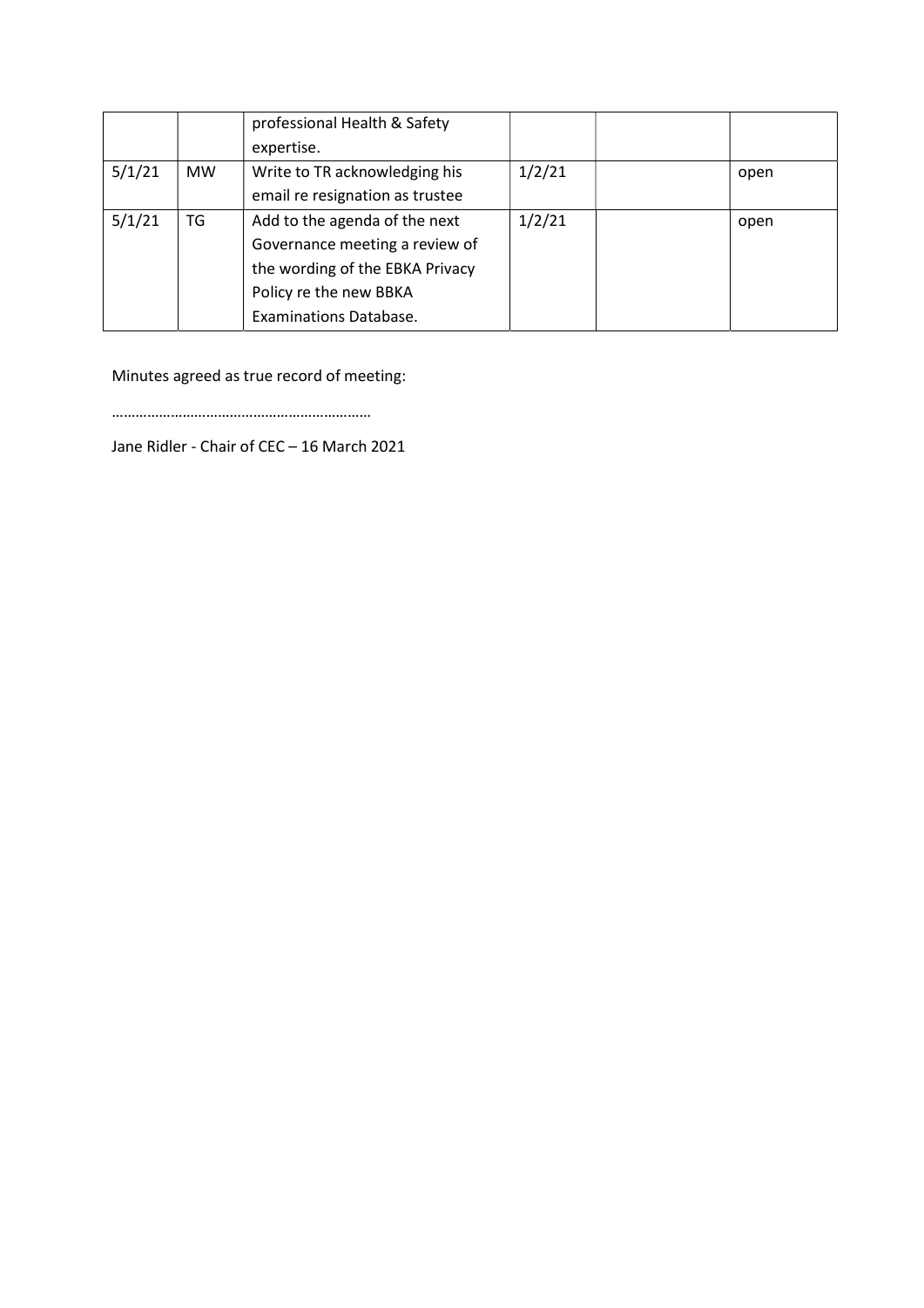| | | | | | |
|---|---|---|---|---|---|
| | | professional Health & Safety expertise. | | | |
| 5/1/21 | MW | Write to TR acknowledging his email re resignation as trustee | 1/2/21 | | open |
| 5/1/21 | TG | Add to the agenda of the next Governance meeting a review of the wording of the EBKA Privacy Policy re the new BBKA Examinations Database. | 1/2/21 | | open |

Minutes agreed as true record of meeting:

…………………………………………………………

Jane Ridler - Chair of CEC – 16 March 2021